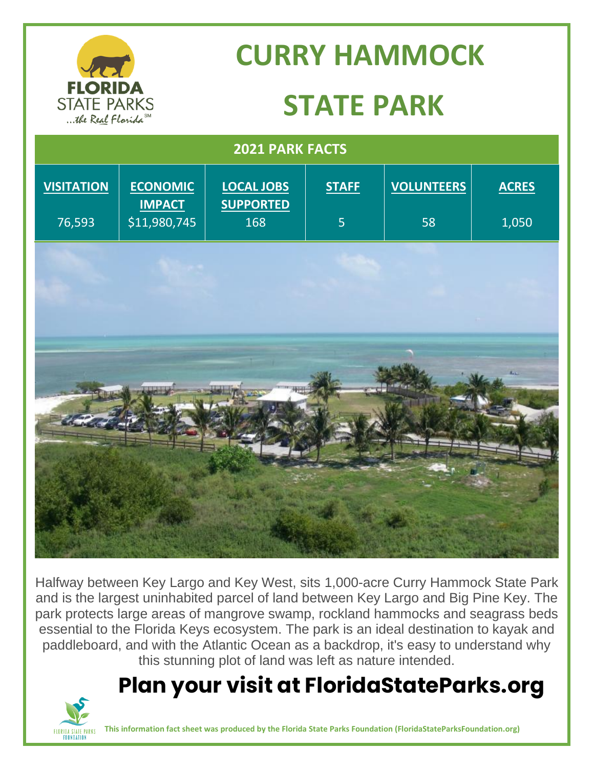# CURRY HAMMOCK STATE PARK

## 2021 PARK FACTS

| VISITATION | ECONOMIC IMPACT | LOCAL JOBS SUPPORTED | STAFF | VOLUNTEERS | ACRES |
|---|---|---|---|---|---|
| 76,593 | $11,980,745 | 168 | 5 | 58 | 1,050 |

Halfway between Key Largo and Key West, sits 1,000-acre Curry Hammock State Park and is the largest uninhabited parcel of land between Key Largo and Big Pine Key. The park protects large areas of mangrove swamp, rockland hammocks and seagrass beds essential to the Florida Keys ecosystem. The park is an ideal destination to kayak and paddleboard, and with the Atlantic Ocean as a backdrop, it's easy to understand why this stunning plot of land was left as nature intended.

## Plan your visit at FloridaStateParks.org

**This information fact sheet was produced by the Florida State Parks Foundation (FloridaStateParksFoundation.org)**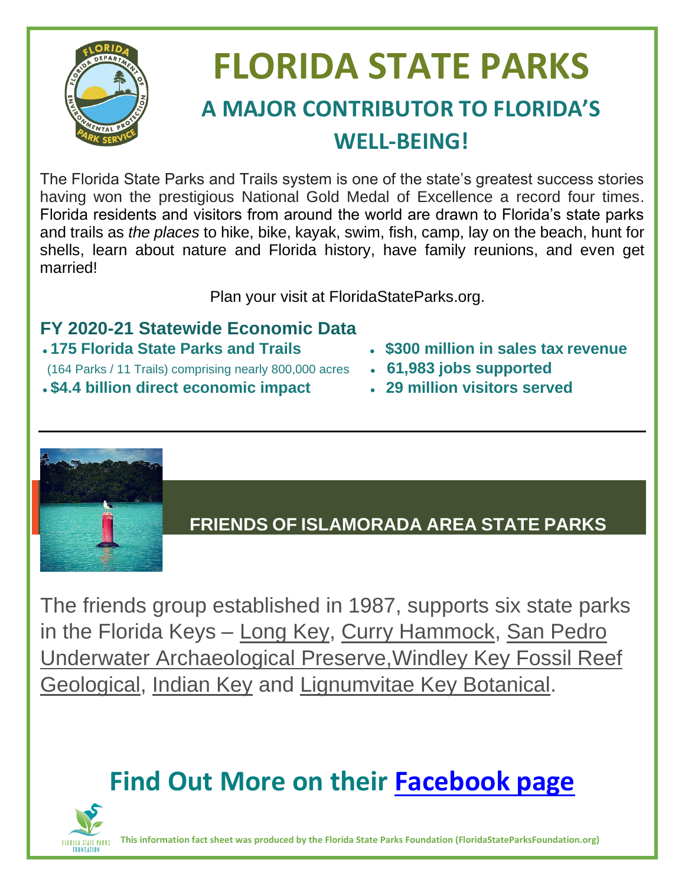# FLORIDA STATE PARKS

## A MAJOR CONTRIBUTOR TO FLORIDA'S WELL-BEING!

The Florida State Parks and Trails system is one of the state's greatest success stories having won the prestigious National Gold Medal of Excellence a record four times. Florida residents and visitors from around the world are drawn to Florida's state parks and trails as *the places* to hike, bike, kayak, swim, fish, camp, lay on the beach, hunt for shells, learn about nature and Florida history, have family reunions, and even get married!

Plan your visit at FloridaStateParks.org.

### FY 2020-21 Statewide Economic Data

- **175 Florida State Parks and Trails** (164 Parks / 11 Trails) comprising nearly 800,000 acres
- **$4.4 billion direct economic impact**
- **$300 million in sales tax revenue**
- **61,983 jobs supported**
- **29 million visitors served**

---

### FRIENDS OF ISLAMORADA AREA STATE PARKS

The friends group established in 1987, supports six state parks in the Florida Keys – Long Key, Curry Hammock, San Pedro Underwater Archaeological Preserve, Windley Key Fossil Reef Geological, Indian Key and Lignumvitae Key Botanical.

## Find Out More on their Facebook page

**This information fact sheet was produced by the Florida State Parks Foundation (FloridaStateParksFoundation.org)**